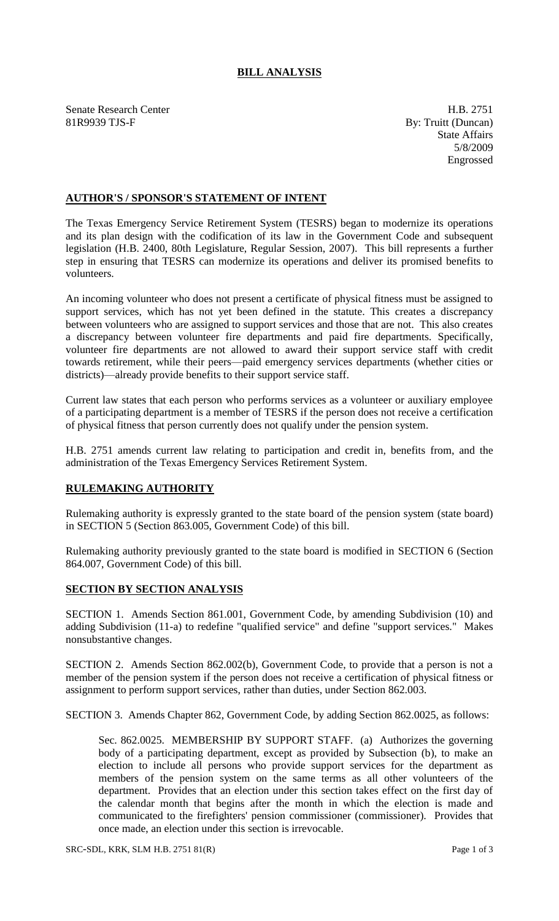# BILL ANALYSIS

Senate Research Center
81R9939 TJS-F

H.B. 2751
By: Truitt (Duncan)
State Affairs
5/8/2009
Engrossed

## AUTHOR'S / SPONSOR'S STATEMENT OF INTENT

The Texas Emergency Service Retirement System (TESRS) began to modernize its operations and its plan design with the codification of its law in the Government Code and subsequent legislation (H.B. 2400, 80th Legislature, Regular Session, 2007). This bill represents a further step in ensuring that TESRS can modernize its operations and deliver its promised benefits to volunteers.

An incoming volunteer who does not present a certificate of physical fitness must be assigned to support services, which has not yet been defined in the statute. This creates a discrepancy between volunteers who are assigned to support services and those that are not. This also creates a discrepancy between volunteer fire departments and paid fire departments. Specifically, volunteer fire departments are not allowed to award their support service staff with credit towards retirement, while their peers—paid emergency services departments (whether cities or districts)—already provide benefits to their support service staff.

Current law states that each person who performs services as a volunteer or auxiliary employee of a participating department is a member of TESRS if the person does not receive a certification of physical fitness that person currently does not qualify under the pension system.

H.B. 2751 amends current law relating to participation and credit in, benefits from, and the administration of the Texas Emergency Services Retirement System.

## RULEMAKING AUTHORITY

Rulemaking authority is expressly granted to the state board of the pension system (state board) in SECTION 5 (Section 863.005, Government Code) of this bill.

Rulemaking authority previously granted to the state board is modified in SECTION 6 (Section 864.007, Government Code) of this bill.

## SECTION BY SECTION ANALYSIS

SECTION 1. Amends Section 861.001, Government Code, by amending Subdivision (10) and adding Subdivision (11-a) to redefine "qualified service" and define "support services." Makes nonsubstantive changes.

SECTION 2. Amends Section 862.002(b), Government Code, to provide that a person is not a member of the pension system if the person does not receive a certification of physical fitness or assignment to perform support services, rather than duties, under Section 862.003.

SECTION 3. Amends Chapter 862, Government Code, by adding Section 862.0025, as follows:

Sec. 862.0025. MEMBERSHIP BY SUPPORT STAFF. (a) Authorizes the governing body of a participating department, except as provided by Subsection (b), to make an election to include all persons who provide support services for the department as members of the pension system on the same terms as all other volunteers of the department. Provides that an election under this section takes effect on the first day of the calendar month that begins after the month in which the election is made and communicated to the firefighters' pension commissioner (commissioner). Provides that once made, an election under this section is irrevocable.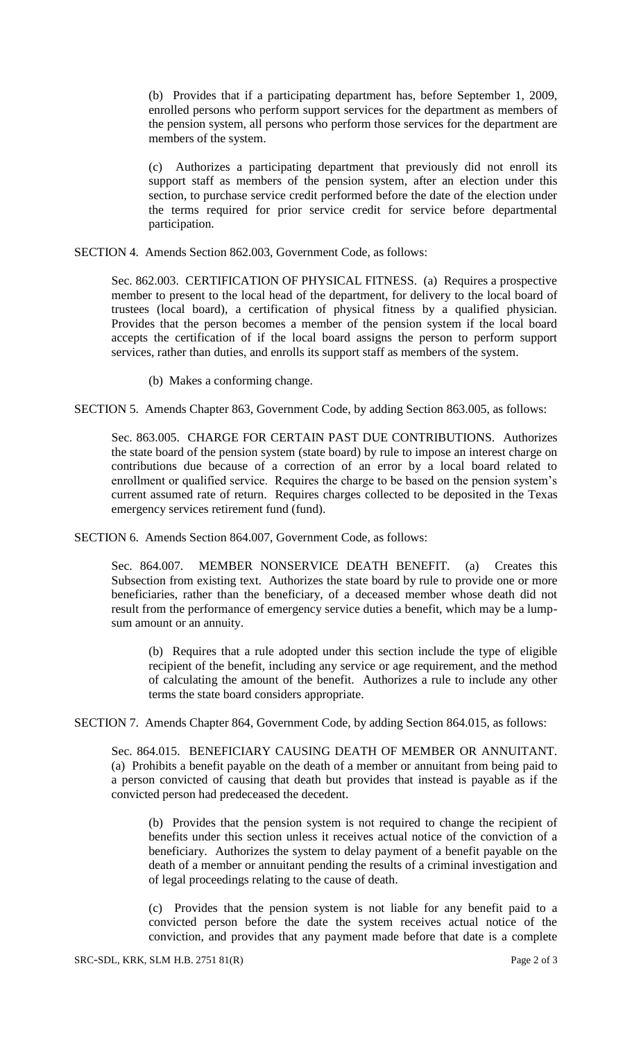(b) Provides that if a participating department has, before September 1, 2009, enrolled persons who perform support services for the department as members of the pension system, all persons who perform those services for the department are members of the system.

(c) Authorizes a participating department that previously did not enroll its support staff as members of the pension system, after an election under this section, to purchase service credit performed before the date of the election under the terms required for prior service credit for service before departmental participation.

SECTION 4. Amends Section 862.003, Government Code, as follows:

Sec. 862.003. CERTIFICATION OF PHYSICAL FITNESS. (a) Requires a prospective member to present to the local head of the department, for delivery to the local board of trustees (local board), a certification of physical fitness by a qualified physician. Provides that the person becomes a member of the pension system if the local board accepts the certification of if the local board assigns the person to perform support services, rather than duties, and enrolls its support staff as members of the system.

(b) Makes a conforming change.

SECTION 5. Amends Chapter 863, Government Code, by adding Section 863.005, as follows:

Sec. 863.005. CHARGE FOR CERTAIN PAST DUE CONTRIBUTIONS. Authorizes the state board of the pension system (state board) by rule to impose an interest charge on contributions due because of a correction of an error by a local board related to enrollment or qualified service. Requires the charge to be based on the pension system's current assumed rate of return. Requires charges collected to be deposited in the Texas emergency services retirement fund (fund).

SECTION 6. Amends Section 864.007, Government Code, as follows:

Sec. 864.007. MEMBER NONSERVICE DEATH BENEFIT. (a) Creates this Subsection from existing text. Authorizes the state board by rule to provide one or more beneficiaries, rather than the beneficiary, of a deceased member whose death did not result from the performance of emergency service duties a benefit, which may be a lump-sum amount or an annuity.

(b) Requires that a rule adopted under this section include the type of eligible recipient of the benefit, including any service or age requirement, and the method of calculating the amount of the benefit. Authorizes a rule to include any other terms the state board considers appropriate.

SECTION 7. Amends Chapter 864, Government Code, by adding Section 864.015, as follows:

Sec. 864.015. BENEFICIARY CAUSING DEATH OF MEMBER OR ANNUITANT. (a) Prohibits a benefit payable on the death of a member or annuitant from being paid to a person convicted of causing that death but provides that instead is payable as if the convicted person had predeceased the decedent.

(b) Provides that the pension system is not required to change the recipient of benefits under this section unless it receives actual notice of the conviction of a beneficiary. Authorizes the system to delay payment of a benefit payable on the death of a member or annuitant pending the results of a criminal investigation and of legal proceedings relating to the cause of death.

(c) Provides that the pension system is not liable for any benefit paid to a convicted person before the date the system receives actual notice of the conviction, and provides that any payment made before that date is a complete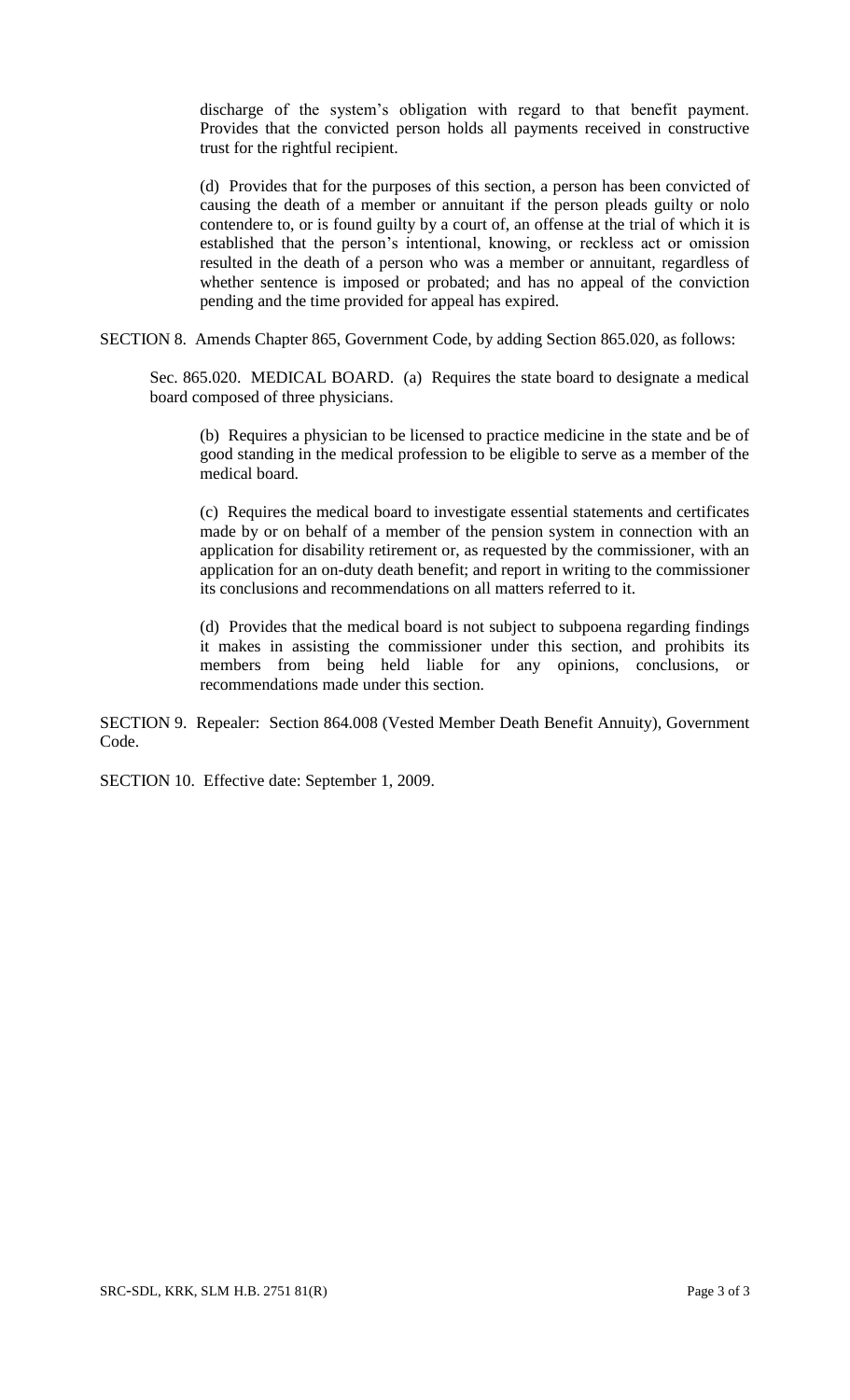discharge of the system's obligation with regard to that benefit payment. Provides that the convicted person holds all payments received in constructive trust for the rightful recipient.

(d) Provides that for the purposes of this section, a person has been convicted of causing the death of a member or annuitant if the person pleads guilty or nolo contendere to, or is found guilty by a court of, an offense at the trial of which it is established that the person's intentional, knowing, or reckless act or omission resulted in the death of a person who was a member or annuitant, regardless of whether sentence is imposed or probated; and has no appeal of the conviction pending and the time provided for appeal has expired.

SECTION 8. Amends Chapter 865, Government Code, by adding Section 865.020, as follows:

Sec. 865.020. MEDICAL BOARD. (a) Requires the state board to designate a medical board composed of three physicians.

(b) Requires a physician to be licensed to practice medicine in the state and be of good standing in the medical profession to be eligible to serve as a member of the medical board.

(c) Requires the medical board to investigate essential statements and certificates made by or on behalf of a member of the pension system in connection with an application for disability retirement or, as requested by the commissioner, with an application for an on-duty death benefit; and report in writing to the commissioner its conclusions and recommendations on all matters referred to it.

(d) Provides that the medical board is not subject to subpoena regarding findings it makes in assisting the commissioner under this section, and prohibits its members from being held liable for any opinions, conclusions, or recommendations made under this section.

SECTION 9. Repealer: Section 864.008 (Vested Member Death Benefit Annuity), Government Code.

SECTION 10. Effective date: September 1, 2009.

SRC-SDL, KRK, SLM H.B. 2751 81(R)